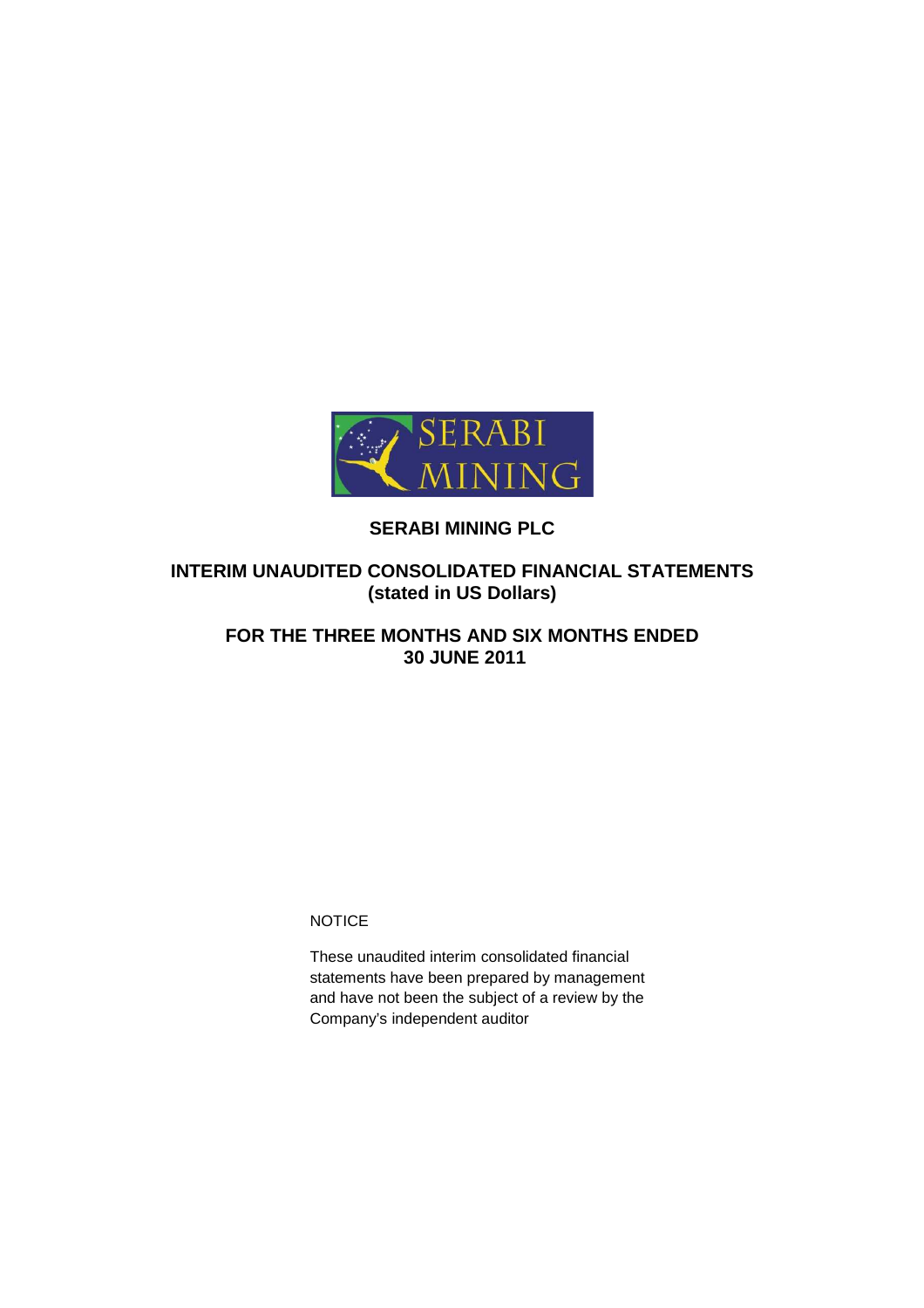SERABI MINING

# SERABI MINING PLC

## INTERIM UNAUDITED CONSOLIDATED FINANCIAL STATEMENTS
## (stated in US Dollars)

## FOR THE THREE MONTHS AND SIX MONTHS ENDED 30 JUNE 2011

NOTICE

These unaudited interim consolidated financial statements have been prepared by management and have not been the subject of a review by the Company's independent auditor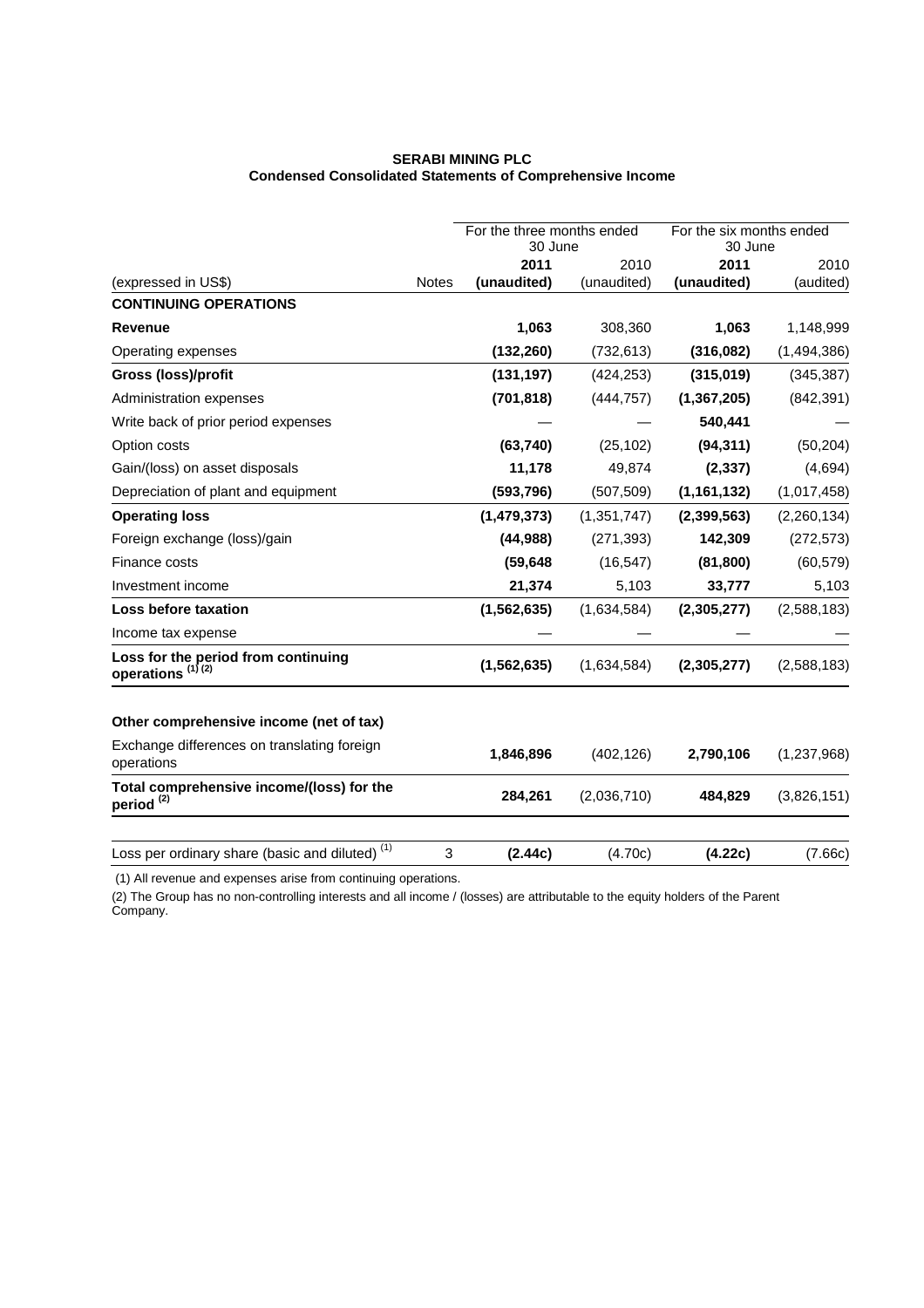**SERABI MINING PLC**
**Condensed Consolidated Statements of Comprehensive Income**

| | | For the three months ended 30 June | | For the six months ended 30 June | |
|---|---|---|---|---|---|
| | | **2011** | 2010 | **2011** | 2010 |
| (expressed in US$) | Notes | **(unaudited)** | (unaudited) | **(unaudited)** | (audited) |
| **CONTINUING OPERATIONS** | | | | | |
| **Revenue** | | **1,063** | 308,360 | **1,063** | 1,148,999 |
| Operating expenses | | **(132,260)** | (732,613) | **(316,082)** | (1,494,386) |
| **Gross (loss)/profit** | | **(131,197)** | (424,253) | **(315,019)** | (345,387) |
| Administration expenses | | **(701,818)** | (444,757) | **(1,367,205)** | (842,391) |
| Write back of prior period expenses | | — | — | **540,441** | — |
| Option costs | | **(63,740)** | (25,102) | **(94,311)** | (50,204) |
| Gain/(loss) on asset disposals | | **11,178** | 49,874 | **(2,337)** | (4,694) |
| Depreciation of plant and equipment | | **(593,796)** | (507,509) | **(1,161,132)** | (1,017,458) |
| **Operating loss** | | **(1,479,373)** | (1,351,747) | **(2,399,563)** | (2,260,134) |
| Foreign exchange (loss)/gain | | **(44,988)** | (271,393) | **142,309** | (272,573) |
| Finance costs | | **(59,648** | (16,547) | **(81,800)** | (60,579) |
| Investment income | | **21,374** | 5,103 | **33,777** | 5,103 |
| **Loss before taxation** | | **(1,562,635)** | (1,634,584) | **(2,305,277)** | (2,588,183) |
| Income tax expense | | — | — | — | — |
| **Loss for the period from continuing operations [(1) (2)]** | | **(1,562,635)** | (1,634,584) | **(2,305,277)** | (2,588,183) |
| | | | | | |
| **Other comprehensive income (net of tax)** | | | | | |
| Exchange differences on translating foreign operations | | **1,846,896** | (402,126) | **2,790,106** | (1,237,968) |
| **Total comprehensive income/(loss) for the period [(2)]** | | **284,261** | (2,036,710) | **484,829** | (3,826,151) |
| | | | | | |
| Loss per ordinary share (basic and diluted) [(1)] | 3 | **(2.44c)** | (4.70c) | **(4.22c)** | (7.66c) |

(1) All revenue and expenses arise from continuing operations.

(2) The Group has no non-controlling interests and all income / (losses) are attributable to the equity holders of the Parent Company.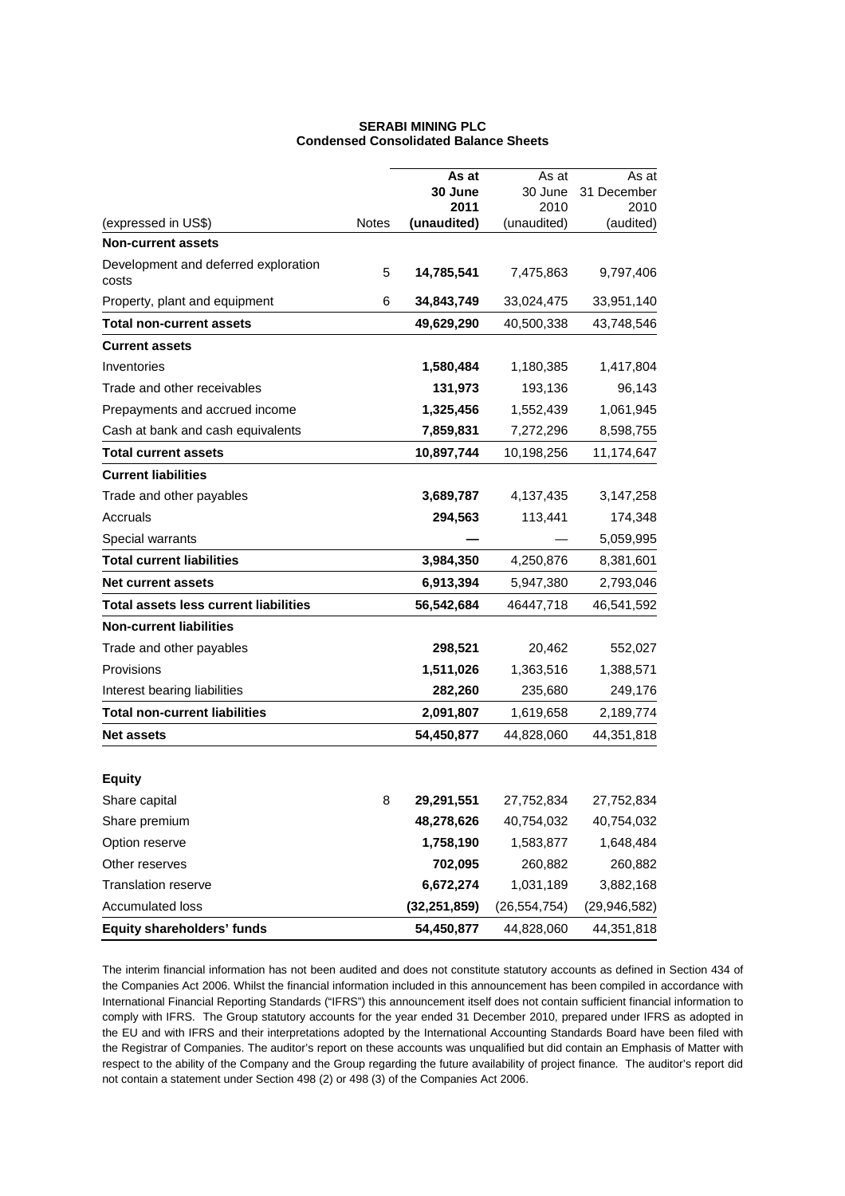**SERABI MINING PLC**
**Condensed Consolidated Balance Sheets**

| (expressed in US$) | Notes | **As at 30 June 2011 (unaudited)** | As at 30 June 2010 (unaudited) | As at 31 December 2010 (audited) |
|---|---|---|---|---|
| **Non-current assets** | | | | |
| Development and deferred exploration costs | 5 | **14,785,541** | 7,475,863 | 9,797,406 |
| Property, plant and equipment | 6 | **34,843,749** | 33,024,475 | 33,951,140 |
| **Total non-current assets** | | **49,629,290** | 40,500,338 | 43,748,546 |
| **Current assets** | | | | |
| Inventories | | **1,580,484** | 1,180,385 | 1,417,804 |
| Trade and other receivables | | **131,973** | 193,136 | 96,143 |
| Prepayments and accrued income | | **1,325,456** | 1,552,439 | 1,061,945 |
| Cash at bank and cash equivalents | | **7,859,831** | 7,272,296 | 8,598,755 |
| **Total current assets** | | **10,897,744** | 10,198,256 | 11,174,647 |
| **Current liabilities** | | | | |
| Trade and other payables | | **3,689,787** | 4,137,435 | 3,147,258 |
| Accruals | | **294,563** | 113,441 | 174,348 |
| Special warrants | | **—** | — | 5,059,995 |
| **Total current liabilities** | | **3,984,350** | 4,250,876 | 8,381,601 |
| **Net current assets** | | **6,913,394** | 5,947,380 | 2,793,046 |
| **Total assets less current liabilities** | | **56,542,684** | 46447,718 | 46,541,592 |
| **Non-current liabilities** | | | | |
| Trade and other payables | | **298,521** | 20,462 | 552,027 |
| Provisions | | **1,511,026** | 1,363,516 | 1,388,571 |
| Interest bearing liabilities | | **282,260** | 235,680 | 249,176 |
| **Total non-current liabilities** | | **2,091,807** | 1,619,658 | 2,189,774 |
| **Net assets** | | **54,450,877** | 44,828,060 | 44,351,818 |
| | | | | |
| **Equity** | | | | |
| Share capital | 8 | **29,291,551** | 27,752,834 | 27,752,834 |
| Share premium | | **48,278,626** | 40,754,032 | 40,754,032 |
| Option reserve | | **1,758,190** | 1,583,877 | 1,648,484 |
| Other reserves | | **702,095** | 260,882 | 260,882 |
| Translation reserve | | **6,672,274** | 1,031,189 | 3,882,168 |
| Accumulated loss | | **(32,251,859)** | (26,554,754) | (29,946,582) |
| **Equity shareholders' funds** | | **54,450,877** | 44,828,060 | 44,351,818 |

The interim financial information has not been audited and does not constitute statutory accounts as defined in Section 434 of the Companies Act 2006. Whilst the financial information included in this announcement has been compiled in accordance with International Financial Reporting Standards ("IFRS") this announcement itself does not contain sufficient financial information to comply with IFRS. The Group statutory accounts for the year ended 31 December 2010, prepared under IFRS as adopted in the EU and with IFRS and their interpretations adopted by the International Accounting Standards Board have been filed with the Registrar of Companies. The auditor's report on these accounts was unqualified but did contain an Emphasis of Matter with respect to the ability of the Company and the Group regarding the future availability of project finance. The auditor's report did not contain a statement under Section 498 (2) or 498 (3) of the Companies Act 2006.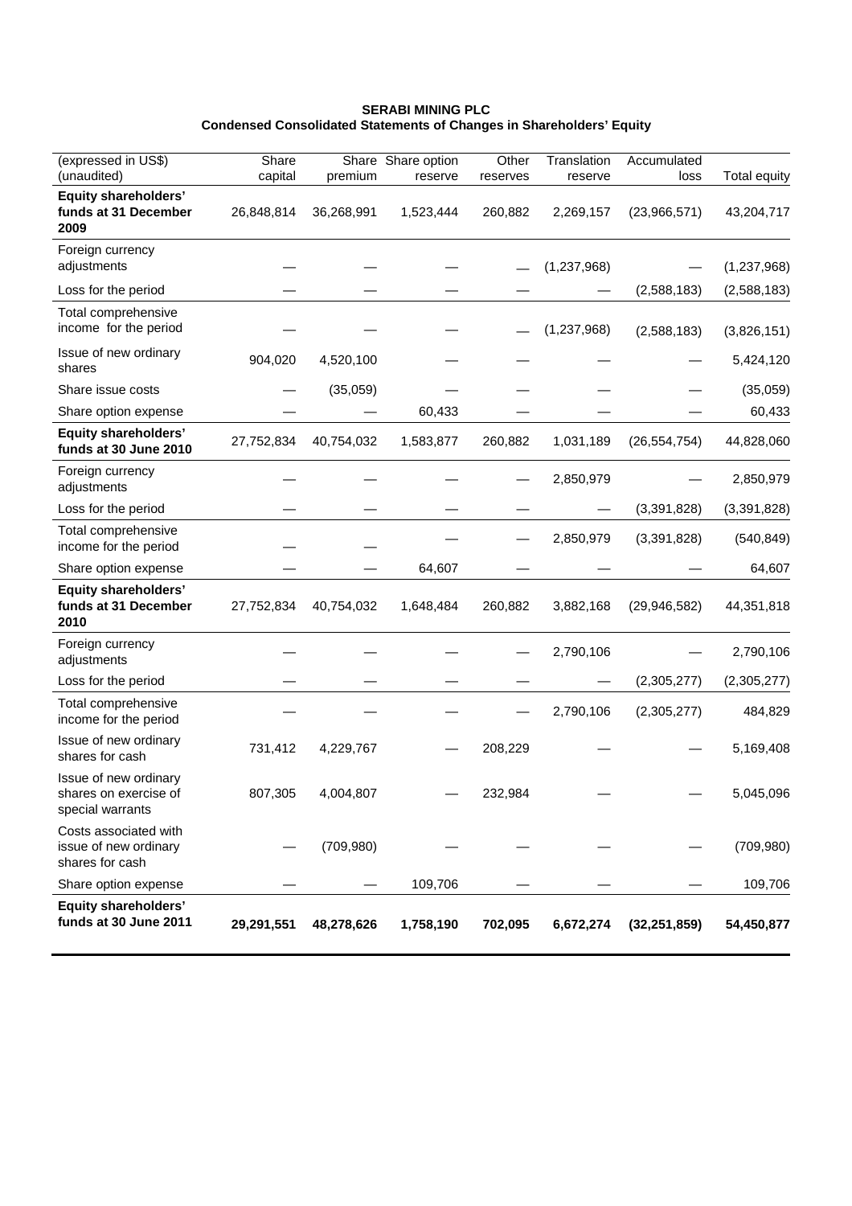**SERABI MINING PLC**
**Condensed Consolidated Statements of Changes in Shareholders' Equity**

| (expressed in US$) (unaudited) | Share capital | Share premium | Share option reserve | Other reserves | Translation reserve | Accumulated loss | Total equity |
|---|---|---|---|---|---|---|---|
| **Equity shareholders' funds at 31 December 2009** | 26,848,814 | 36,268,991 | 1,523,444 | 260,882 | 2,269,157 | (23,966,571) | 43,204,717 |
| Foreign currency adjustments | — | — | — | — | (1,237,968) | — | (1,237,968) |
| Loss for the period | — | — | — | — | — | (2,588,183) | (2,588,183) |
| Total comprehensive income for the period | — | — | — | — | (1,237,968) | (2,588,183) | (3,826,151) |
| Issue of new ordinary shares | 904,020 | 4,520,100 | — | — | — | — | 5,424,120 |
| Share issue costs | — | (35,059) | — | — | — | — | (35,059) |
| Share option expense | — | — | 60,433 | — | — | — | 60,433 |
| **Equity shareholders' funds at 30 June 2010** | 27,752,834 | 40,754,032 | 1,583,877 | 260,882 | 1,031,189 | (26,554,754) | 44,828,060 |
| Foreign currency adjustments | — | — | — | — | 2,850,979 | — | 2,850,979 |
| Loss for the period | — | — | — | — | — | (3,391,828) | (3,391,828) |
| Total comprehensive income for the period | — | — | — | — | 2,850,979 | (3,391,828) | (540,849) |
| Share option expense | — | — | 64,607 | — | — | — | 64,607 |
| **Equity shareholders' funds at 31 December 2010** | 27,752,834 | 40,754,032 | 1,648,484 | 260,882 | 3,882,168 | (29,946,582) | 44,351,818 |
| Foreign currency adjustments | — | — | — | — | 2,790,106 | — | 2,790,106 |
| Loss for the period | — | — | — | — | — | (2,305,277) | (2,305,277) |
| Total comprehensive income for the period | — | — | — | — | 2,790,106 | (2,305,277) | 484,829 |
| Issue of new ordinary shares for cash | 731,412 | 4,229,767 | — | 208,229 | — | — | 5,169,408 |
| Issue of new ordinary shares on exercise of special warrants | 807,305 | 4,004,807 | — | 232,984 | — | — | 5,045,096 |
| Costs associated with issue of new ordinary shares for cash | — | (709,980) | — | — | — | — | (709,980) |
| Share option expense | — | — | 109,706 | — | — | — | 109,706 |
| **Equity shareholders' funds at 30 June 2011** | **29,291,551** | **48,278,626** | **1,758,190** | **702,095** | **6,672,274** | **(32,251,859)** | **54,450,877** |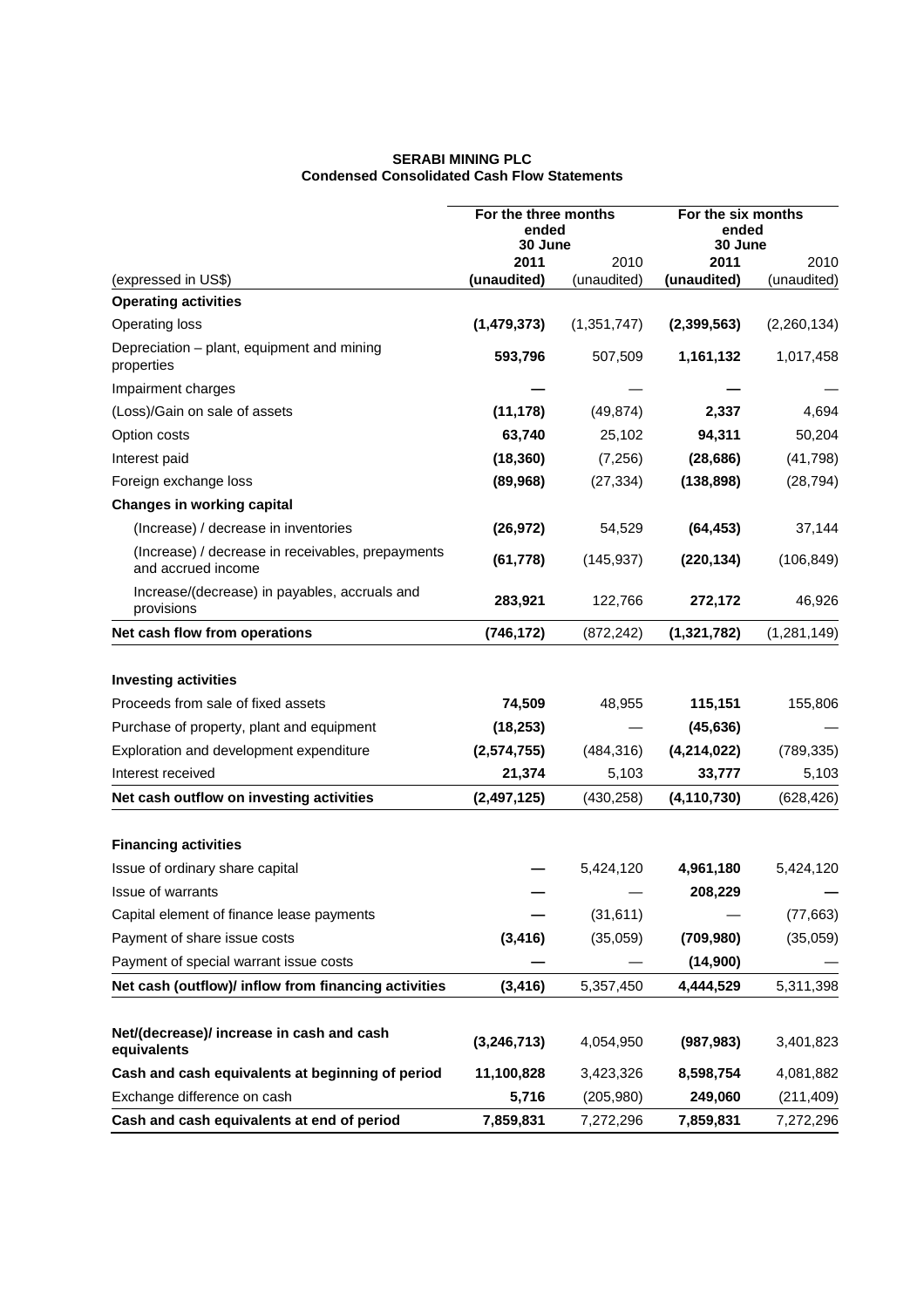**SERABI MINING PLC**
**Condensed Consolidated Cash Flow Statements**

| | For the three months ended 30 June | | For the six months ended 30 June | |
|---|---|---|---|---|
| | **2011** | 2010 | **2011** | 2010 |
| (expressed in US$) | **(unaudited)** | (unaudited) | **(unaudited)** | (unaudited) |
| **Operating activities** | | | | |
| Operating loss | **(1,479,373)** | (1,351,747) | **(2,399,563)** | (2,260,134) |
| Depreciation – plant, equipment and mining properties | **593,796** | 507,509 | **1,161,132** | 1,017,458 |
| Impairment charges | **—** | — | **—** | — |
| (Loss)/Gain on sale of assets | **(11,178)** | (49,874) | **2,337** | 4,694 |
| Option costs | **63,740** | 25,102 | **94,311** | 50,204 |
| Interest paid | **(18,360)** | (7,256) | **(28,686)** | (41,798) |
| Foreign exchange loss | **(89,968)** | (27,334) | **(138,898)** | (28,794) |
| **Changes in working capital** | | | | |
| (Increase) / decrease in inventories | **(26,972)** | 54,529 | **(64,453)** | 37,144 |
| (Increase) / decrease in receivables, prepayments and accrued income | **(61,778)** | (145,937) | **(220,134)** | (106,849) |
| Increase/(decrease) in payables, accruals and provisions | **283,921** | 122,766 | **272,172** | 46,926 |
| **Net cash flow from operations** | **(746,172)** | (872,242) | **(1,321,782)** | (1,281,149) |
| | | | | |
| **Investing activities** | | | | |
| Proceeds from sale of fixed assets | **74,509** | 48,955 | **115,151** | 155,806 |
| Purchase of property, plant and equipment | **(18,253)** | — | **(45,636)** | — |
| Exploration and development expenditure | **(2,574,755)** | (484,316) | **(4,214,022)** | (789,335) |
| Interest received | **21,374** | 5,103 | **33,777** | 5,103 |
| **Net cash outflow on investing activities** | **(2,497,125)** | (430,258) | **(4,110,730)** | (628,426) |
| | | | | |
| **Financing activities** | | | | |
| Issue of ordinary share capital | **—** | 5,424,120 | **4,961,180** | 5,424,120 |
| Issue of warrants | **—** | — | **208,229** | **—** |
| Capital element of finance lease payments | **—** | (31,611) | — | (77,663) |
| Payment of share issue costs | **(3,416)** | (35,059) | **(709,980)** | (35,059) |
| Payment of special warrant issue costs | **—** | — | **(14,900)** | — |
| **Net cash (outflow)/ inflow from financing activities** | **(3,416)** | 5,357,450 | **4,444,529** | 5,311,398 |
| | | | | |
| **Net/(decrease)/ increase in cash and cash equivalents** | **(3,246,713)** | 4,054,950 | **(987,983)** | 3,401,823 |
| **Cash and cash equivalents at beginning of period** | **11,100,828** | 3,423,326 | **8,598,754** | 4,081,882 |
| Exchange difference on cash | **5,716** | (205,980) | **249,060** | (211,409) |
| **Cash and cash equivalents at end of period** | **7,859,831** | 7,272,296 | **7,859,831** | 7,272,296 |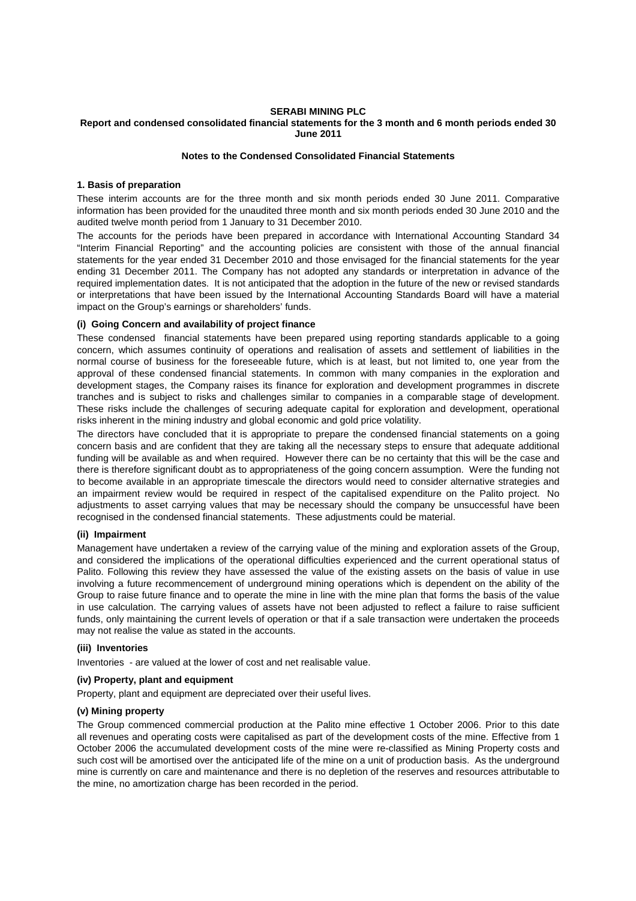**SERABI MINING PLC**

**Report and condensed consolidated financial statements for the 3 month and 6 month periods ended 30 June 2011**

**Notes to the Condensed Consolidated Financial Statements**

**1. Basis of preparation**

These interim accounts are for the three month and six month periods ended 30 June 2011. Comparative information has been provided for the unaudited three month and six month periods ended 30 June 2010 and the audited twelve month period from 1 January to 31 December 2010.

The accounts for the periods have been prepared in accordance with International Accounting Standard 34 "Interim Financial Reporting" and the accounting policies are consistent with those of the annual financial statements for the year ended 31 December 2010 and those envisaged for the financial statements for the year ending 31 December 2011. The Company has not adopted any standards or interpretation in advance of the required implementation dates. It is not anticipated that the adoption in the future of the new or revised standards or interpretations that have been issued by the International Accounting Standards Board will have a material impact on the Group's earnings or shareholders' funds.

**(i) Going Concern and availability of project finance**

These condensed financial statements have been prepared using reporting standards applicable to a going concern, which assumes continuity of operations and realisation of assets and settlement of liabilities in the normal course of business for the foreseeable future, which is at least, but not limited to, one year from the approval of these condensed financial statements. In common with many companies in the exploration and development stages, the Company raises its finance for exploration and development programmes in discrete tranches and is subject to risks and challenges similar to companies in a comparable stage of development. These risks include the challenges of securing adequate capital for exploration and development, operational risks inherent in the mining industry and global economic and gold price volatility.

The directors have concluded that it is appropriate to prepare the condensed financial statements on a going concern basis and are confident that they are taking all the necessary steps to ensure that adequate additional funding will be available as and when required. However there can be no certainty that this will be the case and there is therefore significant doubt as to appropriateness of the going concern assumption. Were the funding not to become available in an appropriate timescale the directors would need to consider alternative strategies and an impairment review would be required in respect of the capitalised expenditure on the Palito project. No adjustments to asset carrying values that may be necessary should the company be unsuccessful have been recognised in the condensed financial statements. These adjustments could be material.

**(ii) Impairment**

Management have undertaken a review of the carrying value of the mining and exploration assets of the Group, and considered the implications of the operational difficulties experienced and the current operational status of Palito. Following this review they have assessed the value of the existing assets on the basis of value in use involving a future recommencement of underground mining operations which is dependent on the ability of the Group to raise future finance and to operate the mine in line with the mine plan that forms the basis of the value in use calculation. The carrying values of assets have not been adjusted to reflect a failure to raise sufficient funds, only maintaining the current levels of operation or that if a sale transaction were undertaken the proceeds may not realise the value as stated in the accounts.

**(iii) Inventories**

Inventories - are valued at the lower of cost and net realisable value.

**(iv) Property, plant and equipment**

Property, plant and equipment are depreciated over their useful lives.

**(v) Mining property**

The Group commenced commercial production at the Palito mine effective 1 October 2006. Prior to this date all revenues and operating costs were capitalised as part of the development costs of the mine. Effective from 1 October 2006 the accumulated development costs of the mine were re-classified as Mining Property costs and such cost will be amortised over the anticipated life of the mine on a unit of production basis. As the underground mine is currently on care and maintenance and there is no depletion of the reserves and resources attributable to the mine, no amortization charge has been recorded in the period.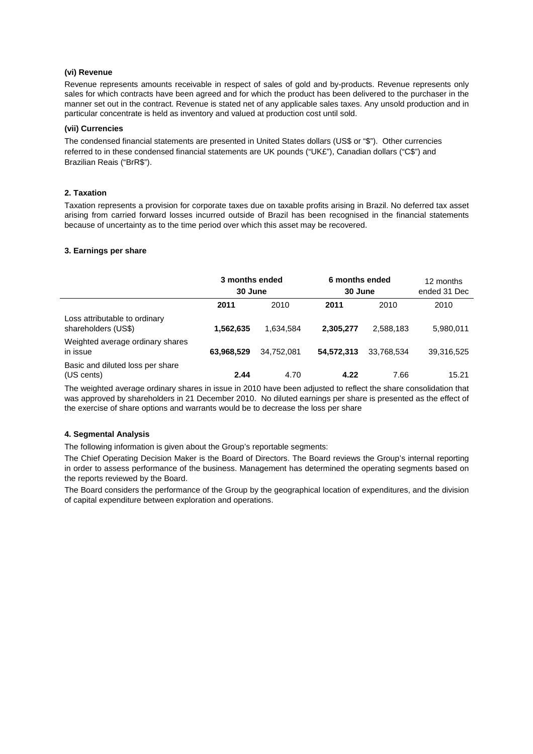**(vi) Revenue**

Revenue represents amounts receivable in respect of sales of gold and by-products. Revenue represents only sales for which contracts have been agreed and for which the product has been delivered to the purchaser in the manner set out in the contract. Revenue is stated net of any applicable sales taxes. Any unsold production and in particular concentrate is held as inventory and valued at production cost until sold.

**(vii) Currencies**

The condensed financial statements are presented in United States dollars (US$ or "$"). Other currencies referred to in these condensed financial statements are UK pounds ("UK£"), Canadian dollars ("C$") and Brazilian Reais ("BrR$").

## 2. Taxation

Taxation represents a provision for corporate taxes due on taxable profits arising in Brazil. No deferred tax asset arising from carried forward losses incurred outside of Brazil has been recognised in the financial statements because of uncertainty as to the time period over which this asset may be recovered.

## 3. Earnings per share

| | **3 months ended 30 June** | | **6 months ended 30 June** | | 12 months ended 31 Dec |
|---|---|---|---|---|---|
| | **2011** | 2010 | **2011** | 2010 | 2010 |
| Loss attributable to ordinary shareholders (US$) | **1,562,635** | 1,634,584 | **2,305,277** | 2,588,183 | 5,980,011 |
| Weighted average ordinary shares in issue | **63,968,529** | 34,752,081 | **54,572,313** | 33,768,534 | 39,316,525 |
| Basic and diluted loss per share (US cents) | **2.44** | 4.70 | **4.22** | 7.66 | 15.21 |

The weighted average ordinary shares in issue in 2010 have been adjusted to reflect the share consolidation that was approved by shareholders in 21 December 2010. No diluted earnings per share is presented as the effect of the exercise of share options and warrants would be to decrease the loss per share

## 4. Segmental Analysis

The following information is given about the Group's reportable segments:

The Chief Operating Decision Maker is the Board of Directors. The Board reviews the Group's internal reporting in order to assess performance of the business. Management has determined the operating segments based on the reports reviewed by the Board.

The Board considers the performance of the Group by the geographical location of expenditures, and the division of capital expenditure between exploration and operations.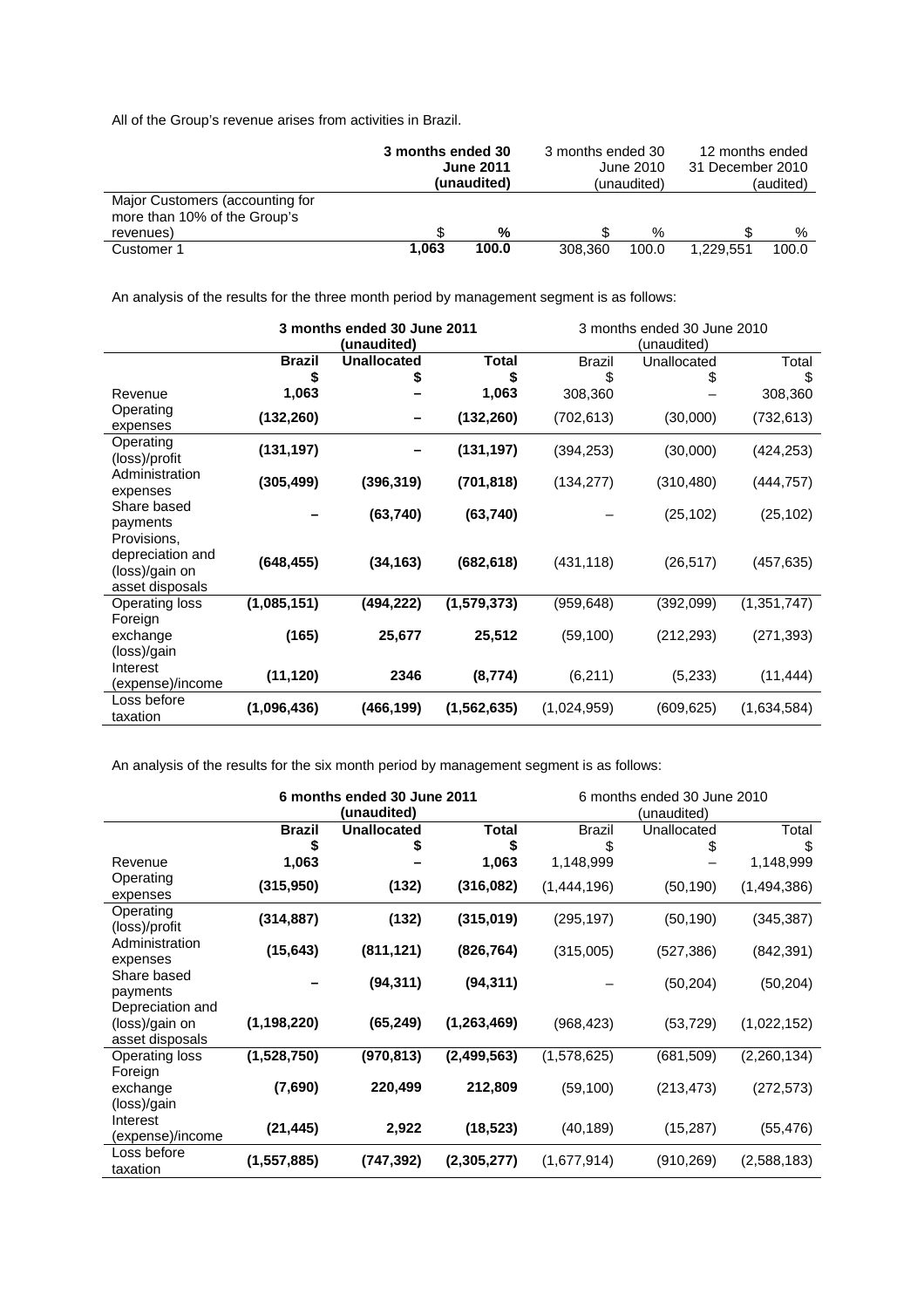All of the Group's revenue arises from activities in Brazil.

| | **3 months ended 30 June 2011 (unaudited)** | | 3 months ended 30 June 2010 (unaudited) | | 12 months ended 31 December 2010 (audited) | |
|---|---|---|---|---|---|---|
| Major Customers (accounting for more than 10% of the Group's revenues) | **$** | **%** | $ | % | $ | % |
| Customer 1 | **1,063** | **100.0** | 308,360 | 100.0 | 1,229,551 | 100.0 |

An analysis of the results for the three month period by management segment is as follows:

| | **3 months ended 30 June 2011 (unaudited)** | | | 3 months ended 30 June 2010 (unaudited) | | |
|---|---|---|---|---|---|---|
| | **Brazil** | **Unallocated** | **Total** | Brazil | Unallocated | Total |
| | **$** | **$** | **$** | $ | $ | $ |
| Revenue | **1,063** | **–** | **1,063** | 308,360 | – | 308,360 |
| Operating expenses | **(132,260)** | **–** | **(132,260)** | (702,613) | (30,000) | (732,613) |
| Operating (loss)/profit | **(131,197)** | **–** | **(131,197)** | (394,253) | (30,000) | (424,253) |
| Administration expenses | **(305,499)** | **(396,319)** | **(701,818)** | (134,277) | (310,480) | (444,757) |
| Share based payments | **–** | **(63,740)** | **(63,740)** | – | (25,102) | (25,102) |
| Provisions, depreciation and (loss)/gain on asset disposals | **(648,455)** | **(34,163)** | **(682,618)** | (431,118) | (26,517) | (457,635) |
| Operating loss | **(1,085,151)** | **(494,222)** | **(1,579,373)** | (959,648) | (392,099) | (1,351,747) |
| Foreign exchange (loss)/gain | **(165)** | **25,677** | **25,512** | (59,100) | (212,293) | (271,393) |
| Interest (expense)/income | **(11,120)** | **2346** | **(8,774)** | (6,211) | (5,233) | (11,444) |
| Loss before taxation | **(1,096,436)** | **(466,199)** | **(1,562,635)** | (1,024,959) | (609,625) | (1,634,584) |

An analysis of the results for the six month period by management segment is as follows:

| | **6 months ended 30 June 2011 (unaudited)** | | | 6 months ended 30 June 2010 (unaudited) | | |
|---|---|---|---|---|---|---|
| | **Brazil** | **Unallocated** | **Total** | Brazil | Unallocated | Total |
| | **$** | **$** | **$** | $ | $ | $ |
| Revenue | **1,063** | **–** | **1,063** | 1,148,999 | – | 1,148,999 |
| Operating expenses | **(315,950)** | **(132)** | **(316,082)** | (1,444,196) | (50,190) | (1,494,386) |
| Operating (loss)/profit | **(314,887)** | **(132)** | **(315,019)** | (295,197) | (50,190) | (345,387) |
| Administration expenses | **(15,643)** | **(811,121)** | **(826,764)** | (315,005) | (527,386) | (842,391) |
| Share based payments | **–** | **(94,311)** | **(94,311)** | – | (50,204) | (50,204) |
| Depreciation and (loss)/gain on asset disposals | **(1,198,220)** | **(65,249)** | **(1,263,469)** | (968,423) | (53,729) | (1,022,152) |
| Operating loss | **(1,528,750)** | **(970,813)** | **(2,499,563)** | (1,578,625) | (681,509) | (2,260,134) |
| Foreign exchange (loss)/gain | **(7,690)** | **220,499** | **212,809** | (59,100) | (213,473) | (272,573) |
| Interest (expense)/income | **(21,445)** | **2,922** | **(18,523)** | (40,189) | (15,287) | (55,476) |
| Loss before taxation | **(1,557,885)** | **(747,392)** | **(2,305,277)** | (1,677,914) | (910,269) | (2,588,183) |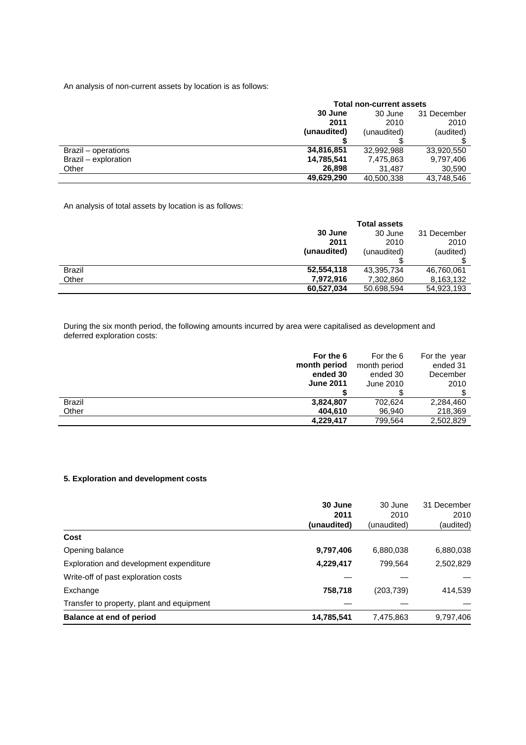An analysis of non-current assets by location is as follows:

| | Total non-current assets | | |
|---|---|---|---|
| | **30 June 2011 (unaudited) $** | 30 June 2010 (unaudited) $ | 31 December 2010 (audited) $ |
| Brazil – operations | **34,816,851** | 32,992,988 | 33,920,550 |
| Brazil – exploration | **14,785,541** | 7,475,863 | 9,797,406 |
| Other | **26,898** | 31,487 | 30,590 |
| | **49,629,290** | 40,500,338 | 43,748,546 |

An analysis of total assets by location is as follows:

| | Total assets | | |
|---|---|---|---|
| | **30 June 2011 (unaudited) $** | 30 June 2010 (unaudited) $ | 31 December 2010 (audited) $ |
| Brazil | **52,554,118** | 43,395,734 | 46,760,061 |
| Other | **7,972,916** | 7,302,860 | 8,163,132 |
| | **60,527,034** | 50.698,594 | 54,923,193 |

During the six month period, the following amounts incurred by area were capitalised as development and deferred exploration costs:

| | **For the 6 month period ended 30 June 2011 $** | For the 6 month period ended 30 June 2010 $ | For the year ended 31 December 2010 $ |
|---|---|---|---|
| Brazil | **3,824,807** | 702,624 | 2,284,460 |
| Other | **404,610** | 96,940 | 218,369 |
| | **4,229,417** | 799,564 | 2,502,829 |

### 5. Exploration and development costs

| | **30 June 2011 (unaudited)** | 30 June 2010 (unaudited) | 31 December 2010 (audited) |
|---|---|---|---|
| **Cost** | | | |
| Opening balance | **9,797,406** | 6,880,038 | 6,880,038 |
| Exploration and development expenditure | **4,229,417** | 799,564 | 2,502,829 |
| Write-off of past exploration costs | — | — | — |
| Exchange | **758,718** | (203,739) | 414,539 |
| Transfer to property, plant and equipment | — | — | — |
| **Balance at end of period** | **14,785,541** | 7,475,863 | 9,797,406 |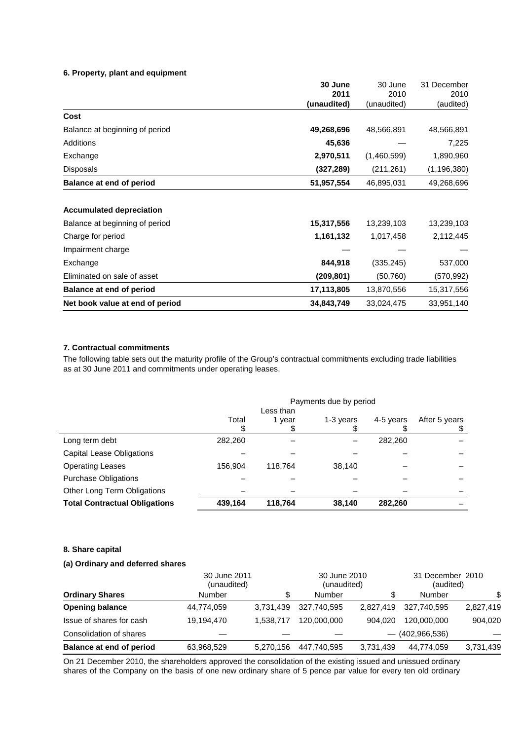### 6. Property, plant and equipment

| | **30 June 2011 (unaudited)** | 30 June 2010 (unaudited) | 31 December 2010 (audited) |
|---|---|---|---|
| **Cost** | | | |
| Balance at beginning of period | **49,268,696** | 48,566,891 | 48,566,891 |
| Additions | **45,636** | — | 7,225 |
| Exchange | **2,970,511** | (1,460,599) | 1,890,960 |
| Disposals | **(327,289)** | (211,261) | (1,196,380) |
| **Balance at end of period** | **51,957,554** | 46,895,031 | 49,268,696 |
| | | | |
| **Accumulated depreciation** | | | |
| Balance at beginning of period | **15,317,556** | 13,239,103 | 13,239,103 |
| Charge for period | **1,161,132** | 1,017,458 | 2,112,445 |
| Impairment charge | — | — | — |
| Exchange | **844,918** | (335,245) | 537,000 |
| Eliminated on sale of asset | **(209,801)** | (50,760) | (570,992) |
| **Balance at end of period** | **17,113,805** | 13,870,556 | 15,317,556 |
| **Net book value at end of period** | **34,843,749** | 33,024,475 | 33,951,140 |

### 7. Contractual commitments

The following table sets out the maturity profile of the Group's contractual commitments excluding trade liabilities as at 30 June 2011 and commitments under operating leases.

| | Payments due by period | | | | |
|---|---|---|---|---|---|
| | Total $ | Less than 1 year $ | 1-3 years $ | 4-5 years $ | After 5 years $ |
| Long term debt | 282,260 | – | – | 282,260 | – |
| Capital Lease Obligations | – | – | – | – | – |
| Operating Leases | 156,904 | 118,764 | 38,140 | – | – |
| Purchase Obligations | – | – | – | – | – |
| Other Long Term Obligations | – | – | – | – | – |
| **Total Contractual Obligations** | **439,164** | **118,764** | **38,140** | **282,260** | – |

### 8. Share capital

#### (a) Ordinary and deferred shares

| | 30 June 2011 (unaudited) | | 30 June 2010 (unaudited) | | 31 December 2010 (audited) | |
|---|---|---|---|---|---|---|
| **Ordinary Shares** | Number | $ | Number | $ | Number | $ |
| **Opening balance** | 44,774,059 | 3,731,439 | 327,740,595 | 2,827,419 | 327,740,595 | 2,827,419 |
| Issue of shares for cash | 19,194,470 | 1,538,717 | 120,000,000 | 904,020 | 120,000,000 | 904,020 |
| Consolidation of shares | — | — | — | — | (402,966,536) | — |
| **Balance at end of period** | 63,968,529 | 5,270,156 | 447,740,595 | 3,731,439 | 44,774,059 | 3,731,439 |

On 21 December 2010, the shareholders approved the consolidation of the existing issued and unissued ordinary shares of the Company on the basis of one new ordinary share of 5 pence par value for every ten old ordinary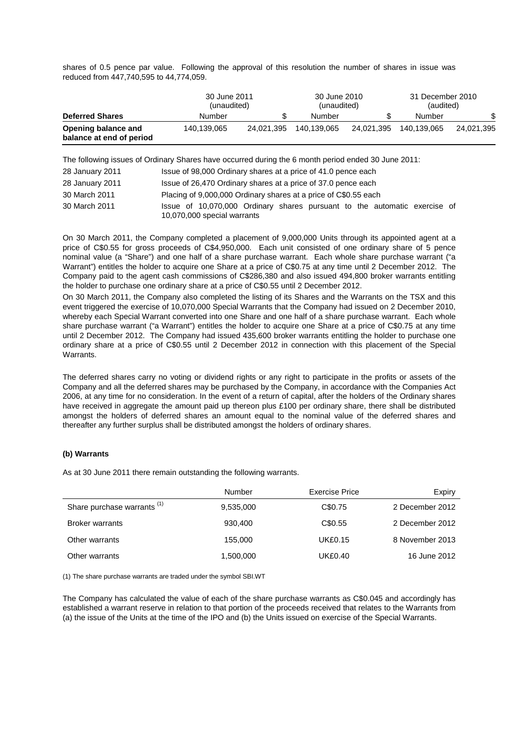shares of 0.5 pence par value. Following the approval of this resolution the number of shares in issue was reduced from 447,740,595 to 44,774,059.

| | 30 June 2011 (unaudited) | | 30 June 2010 (unaudited) | | 31 December 2010 (audited) | |
|---|---|---|---|---|---|---|
| **Deferred Shares** | Number | $ | Number | $ | Number | $ |
| **Opening balance and balance at end of period** | 140,139,065 | 24,021,395 | 140,139,065 | 24,021,395 | 140,139,065 | 24,021,395 |

The following issues of Ordinary Shares have occurred during the 6 month period ended 30 June 2011:

| | |
|---|---|
| 28 January 2011 | Issue of 98,000 Ordinary shares at a price of 41.0 pence each |
| 28 January 2011 | Issue of 26,470 Ordinary shares at a price of 37.0 pence each |
| 30 March 2011 | Placing of 9,000,000 Ordinary shares at a price of C$0.55 each |
| 30 March 2011 | Issue of 10,070,000 Ordinary shares pursuant to the automatic exercise of 10,070,000 special warrants |

On 30 March 2011, the Company completed a placement of 9,000,000 Units through its appointed agent at a price of C$0.55 for gross proceeds of C$4,950,000. Each unit consisted of one ordinary share of 5 pence nominal value (a "Share") and one half of a share purchase warrant. Each whole share purchase warrant ("a Warrant") entitles the holder to acquire one Share at a price of C$0.75 at any time until 2 December 2012. The Company paid to the agent cash commissions of C$286,380 and also issued 494,800 broker warrants entitling the holder to purchase one ordinary share at a price of C$0.55 until 2 December 2012.

On 30 March 2011, the Company also completed the listing of its Shares and the Warrants on the TSX and this event triggered the exercise of 10,070,000 Special Warrants that the Company had issued on 2 December 2010, whereby each Special Warrant converted into one Share and one half of a share purchase warrant. Each whole share purchase warrant ("a Warrant") entitles the holder to acquire one Share at a price of C$0.75 at any time until 2 December 2012. The Company had issued 435,600 broker warrants entitling the holder to purchase one ordinary share at a price of C$0.55 until 2 December 2012 in connection with this placement of the Special Warrants.

The deferred shares carry no voting or dividend rights or any right to participate in the profits or assets of the Company and all the deferred shares may be purchased by the Company, in accordance with the Companies Act 2006, at any time for no consideration. In the event of a return of capital, after the holders of the Ordinary shares have received in aggregate the amount paid up thereon plus £100 per ordinary share, there shall be distributed amongst the holders of deferred shares an amount equal to the nominal value of the deferred shares and thereafter any further surplus shall be distributed amongst the holders of ordinary shares.

**(b) Warrants**

As at 30 June 2011 there remain outstanding the following warrants.

| | Number | Exercise Price | Expiry |
|---|---|---|---|
| Share purchase warrants (1) | 9,535,000 | C$0.75 | 2 December 2012 |
| Broker warrants | 930,400 | C$0.55 | 2 December 2012 |
| Other warrants | 155,000 | UK£0.15 | 8 November 2013 |
| Other warrants | 1,500,000 | UK£0.40 | 16 June 2012 |

(1) The share purchase warrants are traded under the symbol SBI.WT

The Company has calculated the value of each of the share purchase warrants as C$0.045 and accordingly has established a warrant reserve in relation to that portion of the proceeds received that relates to the Warrants from (a) the issue of the Units at the time of the IPO and (b) the Units issued on exercise of the Special Warrants.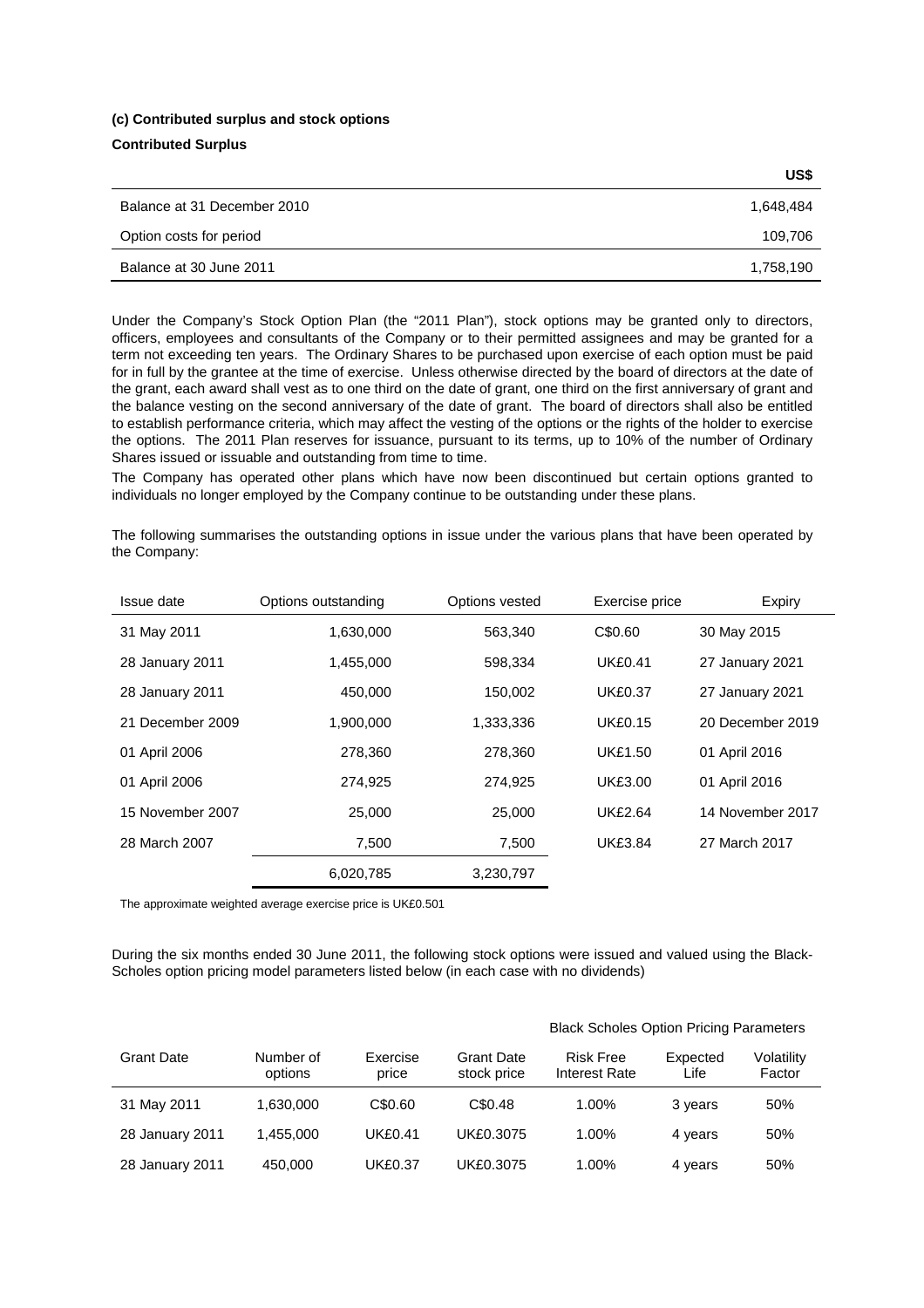**(c) Contributed surplus and stock options**

**Contributed Surplus**

| | US$ |
|---|---|
| Balance at 31 December 2010 | 1,648,484 |
| Option costs for period | 109,706 |
| Balance at 30 June 2011 | 1,758,190 |

Under the Company's Stock Option Plan (the "2011 Plan"), stock options may be granted only to directors, officers, employees and consultants of the Company or to their permitted assignees and may be granted for a term not exceeding ten years. The Ordinary Shares to be purchased upon exercise of each option must be paid for in full by the grantee at the time of exercise. Unless otherwise directed by the board of directors at the date of the grant, each award shall vest as to one third on the date of grant, one third on the first anniversary of grant and the balance vesting on the second anniversary of the date of grant. The board of directors shall also be entitled to establish performance criteria, which may affect the vesting of the options or the rights of the holder to exercise the options. The 2011 Plan reserves for issuance, pursuant to its terms, up to 10% of the number of Ordinary Shares issued or issuable and outstanding from time to time.

The Company has operated other plans which have now been discontinued but certain options granted to individuals no longer employed by the Company continue to be outstanding under these plans.

The following summarises the outstanding options in issue under the various plans that have been operated by the Company:

| Issue date | Options outstanding | Options vested | Exercise price | Expiry |
|---|---|---|---|---|
| 31 May 2011 | 1,630,000 | 563,340 | C$0.60 | 30 May 2015 |
| 28 January 2011 | 1,455,000 | 598,334 | UK£0.41 | 27 January 2021 |
| 28 January 2011 | 450,000 | 150,002 | UK£0.37 | 27 January 2021 |
| 21 December 2009 | 1,900,000 | 1,333,336 | UK£0.15 | 20 December 2019 |
| 01 April 2006 | 278,360 | 278,360 | UK£1.50 | 01 April 2016 |
| 01 April 2006 | 274,925 | 274,925 | UK£3.00 | 01 April 2016 |
| 15 November 2007 | 25,000 | 25,000 | UK£2.64 | 14 November 2017 |
| 28 March 2007 | 7,500 | 7,500 | UK£3.84 | 27 March 2017 |
| | 6,020,785 | 3,230,797 | | |

The approximate weighted average exercise price is UK£0.501

During the six months ended 30 June 2011, the following stock options were issued and valued using the Black-Scholes option pricing model parameters listed below (in each case with no dividends)

| | | | | Black Scholes Option Pricing Parameters | | |
|---|---|---|---|---|---|---|
| Grant Date | Number of options | Exercise price | Grant Date stock price | Risk Free Interest Rate | Expected Life | Volatility Factor |
| 31 May 2011 | 1,630,000 | C$0.60 | C$0.48 | 1.00% | 3 years | 50% |
| 28 January 2011 | 1,455,000 | UK£0.41 | UK£0.3075 | 1.00% | 4 years | 50% |
| 28 January 2011 | 450,000 | UK£0.37 | UK£0.3075 | 1.00% | 4 years | 50% |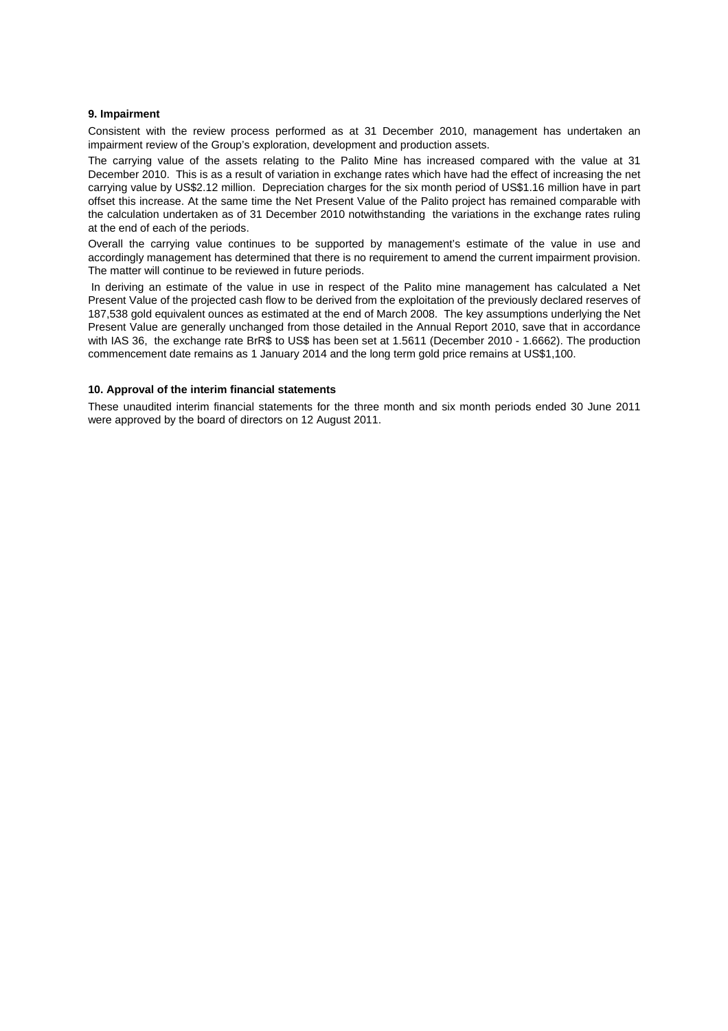**9. Impairment**

Consistent with the review process performed as at 31 December 2010, management has undertaken an impairment review of the Group's exploration, development and production assets.

The carrying value of the assets relating to the Palito Mine has increased compared with the value at 31 December 2010. This is as a result of variation in exchange rates which have had the effect of increasing the net carrying value by US$2.12 million. Depreciation charges for the six month period of US$1.16 million have in part offset this increase. At the same time the Net Present Value of the Palito project has remained comparable with the calculation undertaken as of 31 December 2010 notwithstanding the variations in the exchange rates ruling at the end of each of the periods.

Overall the carrying value continues to be supported by management's estimate of the value in use and accordingly management has determined that there is no requirement to amend the current impairment provision. The matter will continue to be reviewed in future periods.

In deriving an estimate of the value in use in respect of the Palito mine management has calculated a Net Present Value of the projected cash flow to be derived from the exploitation of the previously declared reserves of 187,538 gold equivalent ounces as estimated at the end of March 2008. The key assumptions underlying the Net Present Value are generally unchanged from those detailed in the Annual Report 2010, save that in accordance with IAS 36, the exchange rate BrR$ to US$ has been set at 1.5611 (December 2010 - 1.6662). The production commencement date remains as 1 January 2014 and the long term gold price remains at US$1,100.

**10. Approval of the interim financial statements**

These unaudited interim financial statements for the three month and six month periods ended 30 June 2011 were approved by the board of directors on 12 August 2011.